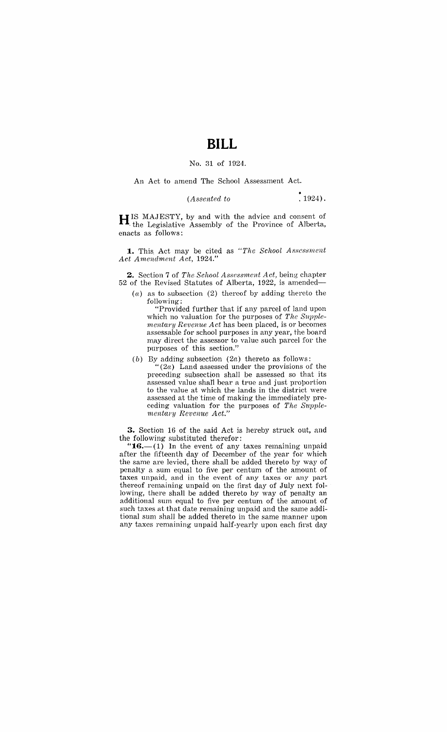# BILL

No. 31 of 1924.

An Act to amend The School Assessment Act.

*(Assented to , 1924).*

HIS MAJESTY, by and with the advice and consent of the Legislative Assembly of the Province of Alberta, enacts as follows:

**1.** This Act may be cited as *"The School Assessment Act Amendment Act, 1924."*

**2.** Section 7 of *The School Assessment Act,* being chapter 52 of the Revised Statutes of Alberta, 1922, is amended—

(*a*) as to subsection (2) thereof by adding thereto the following:

"Provided further that if any parcel of land upon which no valuation for the purposes of *The Supplementary Revenue Act* has been placed, is or becomes assessable for school purposes in any year, the board may direct the assessor to value such parcel for the purposes of this section."

(*b*) By adding subsection (2*a*) thereto as follows:

"(2*a*) Land assessed under the provisions of the preceding subsection shall be assessed so that its assessed value shall bear a true and just proportion to the value at which the lands in the district were assessed at the time of making the immediately preceding valuation for the purposes of *The Supplementary Revenue Act.*"

**3.** Section 16 of the said Act is hereby struck out, and the following substituted therefor:

"**16.**—(1) In the event of any taxes remaining unpaid after the fifteenth day of December of the year for which the same are levied, there shall be added thereto by way of penalty a sum equal to five per centum of the amount of taxes unpaid, and in the event of any taxes or any part thereof remaining unpaid on the first day of July next following, there shall be added thereto by way of penalty an additional sum equal to five per centum of the amount of such taxes at that date remaining unpaid and the same additional sum shall be added thereto in the same manner upon any taxes remaining unpaid half-yearly upon each first day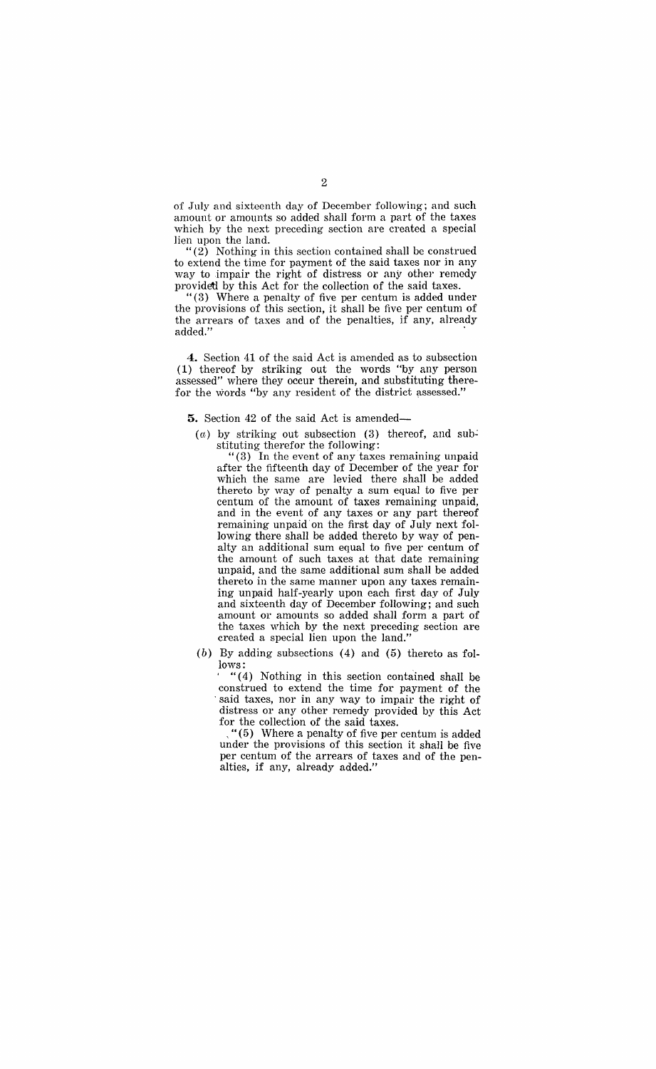of July and sixteenth day of December following; and such amount or amounts so added shall form a part of the taxes which by the next preceding section are created a special lien upon the land.

"(2) Nothing in this section contained shall be construed to extend the time for payment of the said taxes nor in any way to impair the right of distress or any other remedy provided by this Act for the collection of the said taxes.

"(3) Where a penalty of five per centum is added under the provisions of this section, it shall be five per centum of the arrears of taxes and of the penalties, if any, already added."

**4.** Section 41 of the said Act is amended as to subsection (1) thereof by striking out the words "by any person assessed" where they occur therein, and substituting therefor the words "by any resident of the district assessed."

**5.** Section 42 of the said Act is amended—

(*a*) by striking out subsection (3) thereof, and substituting therefor the following:

"(3) In the event of any taxes remaining unpaid after the fifteenth day of December of the year for which the same are levied there shall be added thereto by way of penalty a sum equal to five per centum of the amount of taxes remaining unpaid, and in the event of any taxes or any part thereof remaining unpaid on the first day of July next following there shall be added thereto by way of penalty an additional sum equal to five per centum of the amount of such taxes at that date remaining unpaid, and the same additional sum shall be added thereto in the same manner upon any taxes remaining unpaid half-yearly upon each first day of July and sixteenth day of December following; and such amount or amounts so added shall form a part of the taxes which by the next preceding section are created a special lien upon the land."

(*b*) By adding subsections (4) and (5) thereto as follows:

"(4) Nothing in this section contained shall be construed to extend the time for payment of the said taxes, nor in any way to impair the right of distress or any other remedy provided by this Act for the collection of the said taxes.

"(5) Where a penalty of five per centum is added under the provisions of this section it shall be five per centum of the arrears of taxes and of the penalties, if any, already added."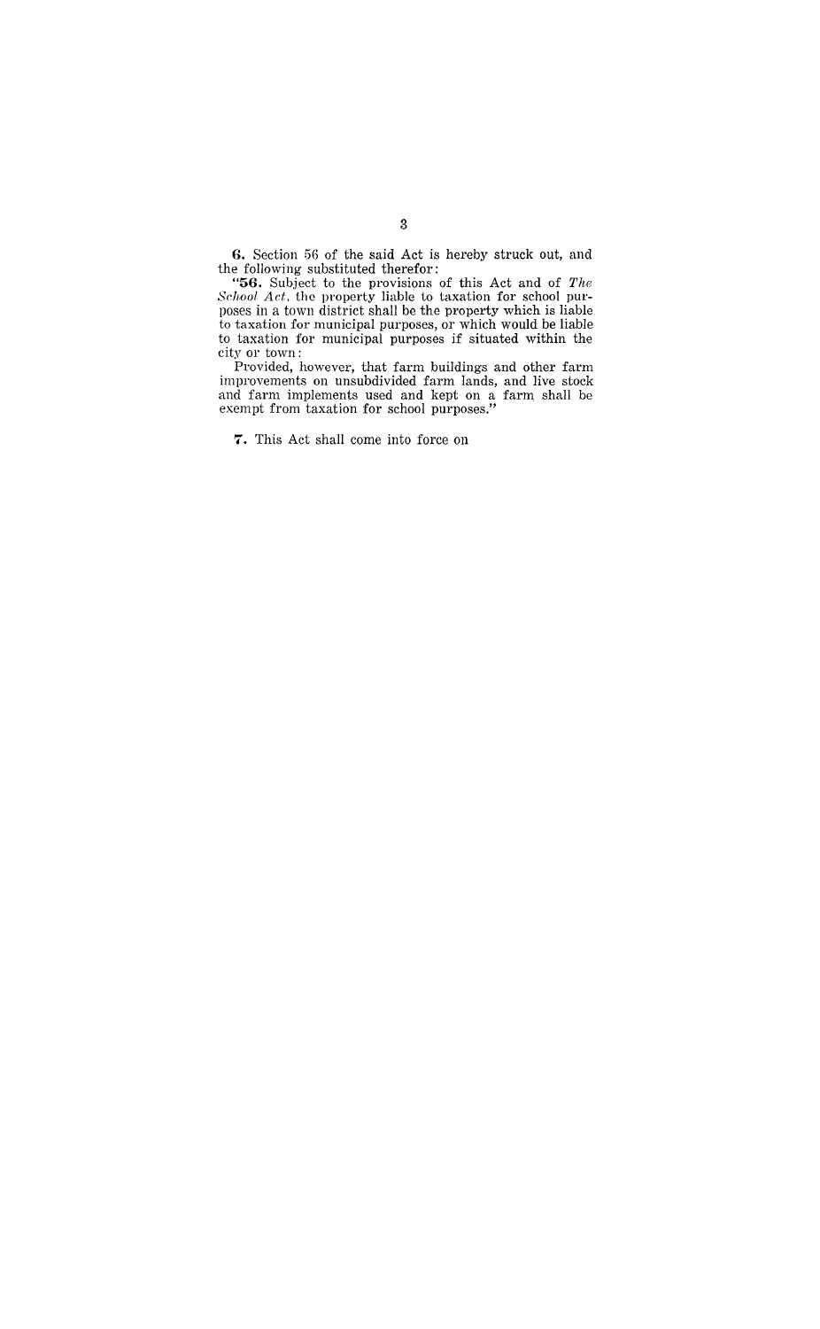**6.** Section 56 of the said Act is hereby struck out, and the following substituted therefor:

"**56.** Subject to the provisions of this Act and of *The School Act*, the property liable to taxation for school purposes in a town district shall be the property which is liable to taxation for municipal purposes, or which would be liable to taxation for municipal purposes if situated within the city or town:

Provided, however, that farm buildings and other farm improvements on unsubdivided farm lands, and live stock and farm implements used and kept on a farm shall be exempt from taxation for school purposes."

**7.** This Act shall come into force on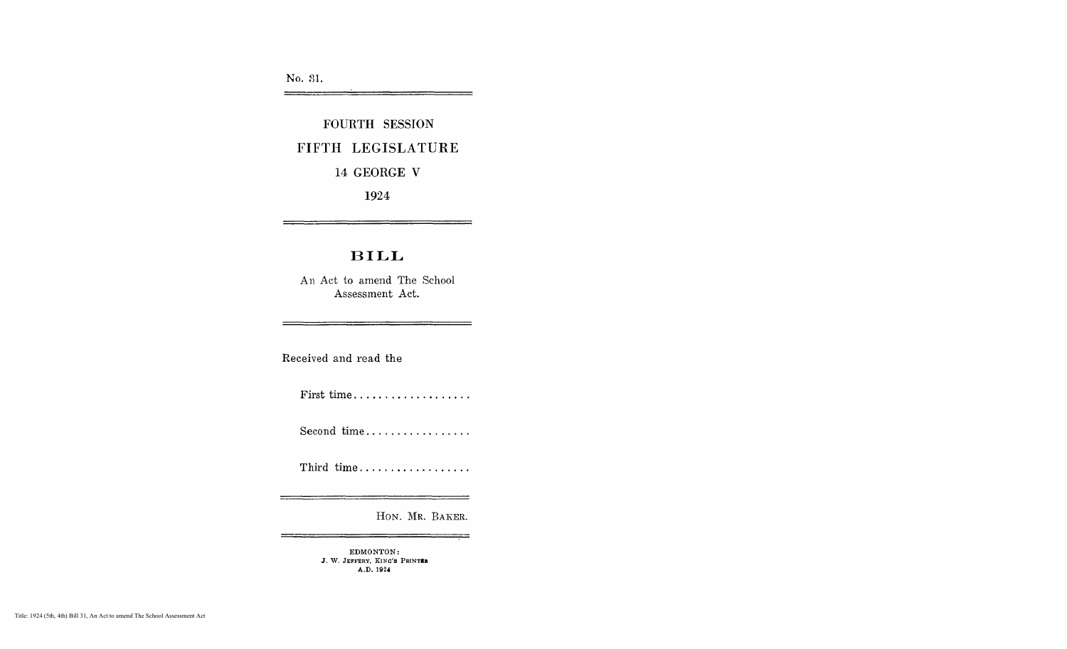No. 31.

FOURTH SESSION

FIFTH LEGISLATURE

14 GEORGE V

1924

# BILL

An Act to amend The School Assessment Act.

Received and read the

First time..................

Second time................

Third time.................

HON. MR. BAKER.

EDMONTON:
J. W. JEFFERY, KING'S PRINTER
A.D. 1924